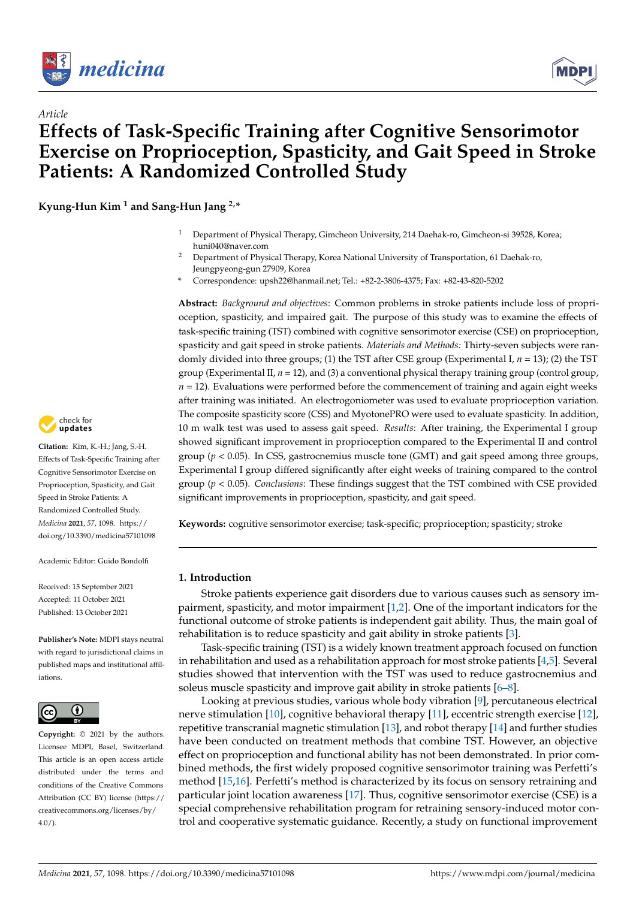*Article*

# Effects of Task-Specific Training after Cognitive Sensorimotor Exercise on Proprioception, Spasticity, and Gait Speed in Stroke Patients: A Randomized Controlled Study

**Kyung-Hun Kim [1] and Sang-Hun Jang [2,*]**

[1] Department of Physical Therapy, Gimcheon University, 214 Daehak-ro, Gimcheon-si 39528, Korea; huni040@naver.com
[2] Department of Physical Therapy, Korea National University of Transportation, 61 Daehak-ro, Jeungpyeong-gun 27909, Korea
* Correspondence: upsh22@hanmail.net; Tel.: +82-2-3806-4375; Fax: +82-43-820-5202

**Abstract:** *Background and objectives*: Common problems in stroke patients include loss of proprioception, spasticity, and impaired gait. The purpose of this study was to examine the effects of task-specific training (TST) combined with cognitive sensorimotor exercise (CSE) on proprioception, spasticity and gait speed in stroke patients. *Materials and Methods:* Thirty-seven subjects were randomly divided into three groups; (1) the TST after CSE group (Experimental I, $n = 13$); (2) the TST group (Experimental II, $n = 12$), and (3) a conventional physical therapy training group (control group, $n = 12$). Evaluations were performed before the commencement of training and again eight weeks after training was initiated. An electrogoniometer was used to evaluate proprioception variation. The composite spasticity score (CSS) and MyotonePRO were used to evaluate spasticity. In addition, 10 m walk test was used to assess gait speed. *Results*: After training, the Experimental I group showed significant improvement in proprioception compared to the Experimental II and control group ($p < 0.05$). In CSS, gastrocnemius muscle tone (GMT) and gait speed among three groups, Experimental I group differed significantly after eight weeks of training compared to the control group ($p < 0.05$). *Conclusions*: These findings suggest that the TST combined with CSE provided significant improvements in proprioception, spasticity, and gait speed.

**Keywords:** cognitive sensorimotor exercise; task-specific; proprioception; spasticity; stroke

**Citation:** Kim, K.-H.; Jang, S.-H. Effects of Task-Specific Training after Cognitive Sensorimotor Exercise on Proprioception, Spasticity, and Gait Speed in Stroke Patients: A Randomized Controlled Study. *Medicina* **2021**, *57*, 1098. https://doi.org/10.3390/medicina57101098

Academic Editor: Guido Bondolfi

Received: 15 September 2021
Accepted: 11 October 2021
Published: 13 October 2021

**Publisher's Note:** MDPI stays neutral with regard to jurisdictional claims in published maps and institutional affiliations.

**Copyright:** © 2021 by the authors. Licensee MDPI, Basel, Switzerland. This article is an open access article distributed under the terms and conditions of the Creative Commons Attribution (CC BY) license (https://creativecommons.org/licenses/by/4.0/).

## 1. Introduction

Stroke patients experience gait disorders due to various causes such as sensory impairment, spasticity, and motor impairment [1,2]. One of the important indicators for the functional outcome of stroke patients is independent gait ability. Thus, the main goal of rehabilitation is to reduce spasticity and gait ability in stroke patients [3].

Task-specific training (TST) is a widely known treatment approach focused on function in rehabilitation and used as a rehabilitation approach for most stroke patients [4,5]. Several studies showed that intervention with the TST was used to reduce gastrocnemius and soleus muscle spasticity and improve gait ability in stroke patients [6–8].

Looking at previous studies, various whole body vibration [9], percutaneous electrical nerve stimulation [10], cognitive behavioral therapy [11], eccentric strength exercise [12], repetitive transcranial magnetic stimulation [13], and robot therapy [14] and further studies have been conducted on treatment methods that combine TST. However, an objective effect on proprioception and functional ability has not been demonstrated. In prior combined methods, the first widely proposed cognitive sensorimotor training was Perfetti's method [15,16]. Perfetti's method is characterized by its focus on sensory retraining and particular joint location awareness [17]. Thus, cognitive sensorimotor exercise (CSE) is a special comprehensive rehabilitation program for retraining sensory-induced motor control and cooperative systematic guidance. Recently, a study on functional improvement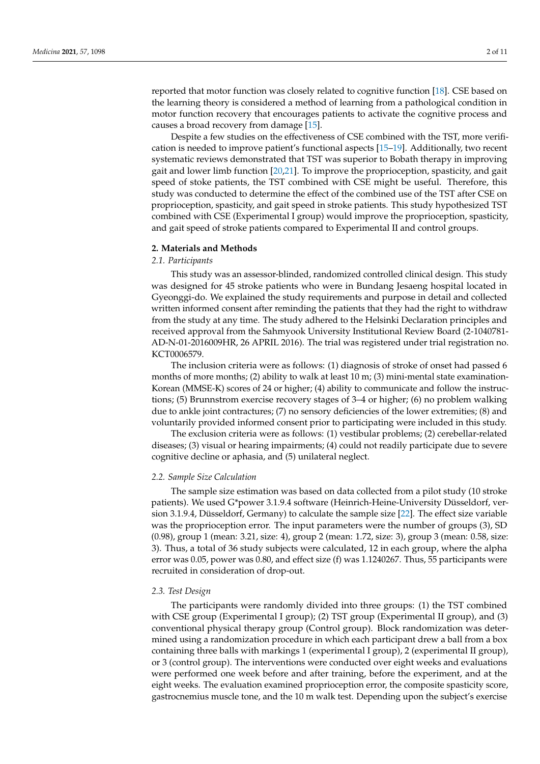reported that motor function was closely related to cognitive function [18]. CSE based on the learning theory is considered a method of learning from a pathological condition in motor function recovery that encourages patients to activate the cognitive process and causes a broad recovery from damage [15].

Despite a few studies on the effectiveness of CSE combined with the TST, more verification is needed to improve patient's functional aspects [15–19]. Additionally, two recent systematic reviews demonstrated that TST was superior to Bobath therapy in improving gait and lower limb function [20,21]. To improve the proprioception, spasticity, and gait speed of stoke patients, the TST combined with CSE might be useful. Therefore, this study was conducted to determine the effect of the combined use of the TST after CSE on proprioception, spasticity, and gait speed in stroke patients. This study hypothesized TST combined with CSE (Experimental I group) would improve the proprioception, spasticity, and gait speed of stroke patients compared to Experimental II and control groups.

## 2. Materials and Methods

### 2.1. Participants

This study was an assessor-blinded, randomized controlled clinical design. This study was designed for 45 stroke patients who were in Bundang Jesaeng hospital located in Gyeonggi-do. We explained the study requirements and purpose in detail and collected written informed consent after reminding the patients that they had the right to withdraw from the study at any time. The study adhered to the Helsinki Declaration principles and received approval from the Sahmyook University Institutional Review Board (2-1040781-AD-N-01-2016009HR, 26 APRIL 2016). The trial was registered under trial registration no. KCT0006579.

The inclusion criteria were as follows: (1) diagnosis of stroke of onset had passed 6 months of more months; (2) ability to walk at least 10 m; (3) mini-mental state examination-Korean (MMSE-K) scores of 24 or higher; (4) ability to communicate and follow the instructions; (5) Brunnstrom exercise recovery stages of 3–4 or higher; (6) no problem walking due to ankle joint contractures; (7) no sensory deficiencies of the lower extremities; (8) and voluntarily provided informed consent prior to participating were included in this study.

The exclusion criteria were as follows: (1) vestibular problems; (2) cerebellar-related diseases; (3) visual or hearing impairments; (4) could not readily participate due to severe cognitive decline or aphasia, and (5) unilateral neglect.

### 2.2. Sample Size Calculation

The sample size estimation was based on data collected from a pilot study (10 stroke patients). We used G*power 3.1.9.4 software (Heinrich-Heine-University Düsseldorf, version 3.1.9.4, Düsseldorf, Germany) to calculate the sample size [22]. The effect size variable was the proprioception error. The input parameters were the number of groups (3), SD (0.98), group 1 (mean: 3.21, size: 4), group 2 (mean: 1.72, size: 3), group 3 (mean: 0.58, size: 3). Thus, a total of 36 study subjects were calculated, 12 in each group, where the alpha error was 0.05, power was 0.80, and effect size (f) was 1.1240267. Thus, 55 participants were recruited in consideration of drop-out.

### 2.3. Test Design

The participants were randomly divided into three groups: (1) the TST combined with CSE group (Experimental I group); (2) TST group (Experimental II group), and (3) conventional physical therapy group (Control group). Block randomization was determined using a randomization procedure in which each participant drew a ball from a box containing three balls with markings 1 (experimental I group), 2 (experimental II group), or 3 (control group). The interventions were conducted over eight weeks and evaluations were performed one week before and after training, before the experiment, and at the eight weeks. The evaluation examined proprioception error, the composite spasticity score, gastrocnemius muscle tone, and the 10 m walk test. Depending upon the subject's exercise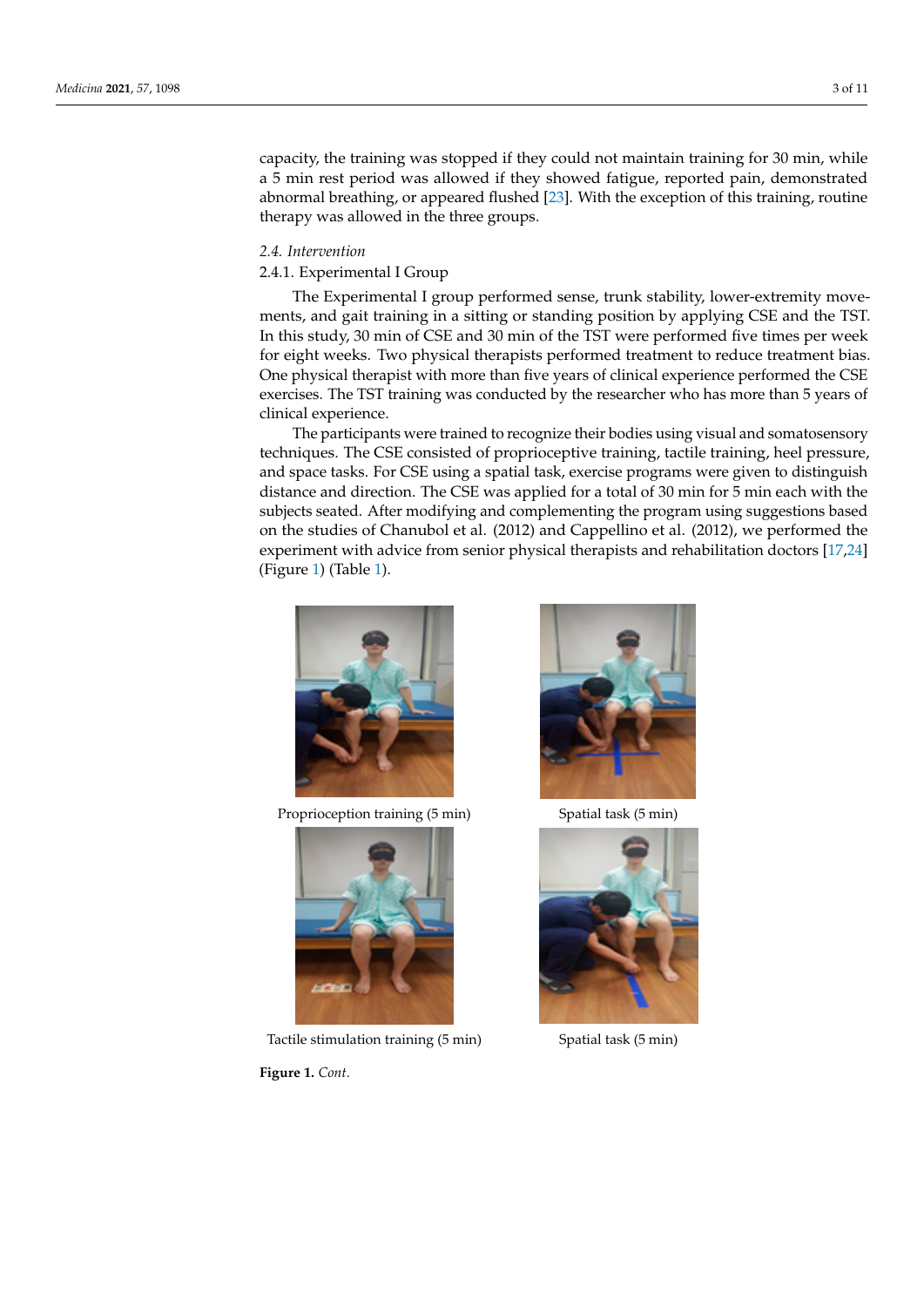capacity, the training was stopped if they could not maintain training for 30 min, while a 5 min rest period was allowed if they showed fatigue, reported pain, demonstrated abnormal breathing, or appeared flushed [23]. With the exception of this training, routine therapy was allowed in the three groups.

### *2.4. Intervention*

#### 2.4.1. Experimental I Group

The Experimental I group performed sense, trunk stability, lower-extremity movements, and gait training in a sitting or standing position by applying CSE and the TST. In this study, 30 min of CSE and 30 min of the TST were performed five times per week for eight weeks. Two physical therapists performed treatment to reduce treatment bias. One physical therapist with more than five years of clinical experience performed the CSE exercises. The TST training was conducted by the researcher who has more than 5 years of clinical experience.

The participants were trained to recognize their bodies using visual and somatosensory techniques. The CSE consisted of proprioceptive training, tactile training, heel pressure, and space tasks. For CSE using a spatial task, exercise programs were given to distinguish distance and direction. The CSE was applied for a total of 30 min for 5 min each with the subjects seated. After modifying and complementing the program using suggestions based on the studies of Chanubol et al. (2012) and Cappellino et al. (2012), we performed the experiment with advice from senior physical therapists and rehabilitation doctors [17,24] (Figure 1) (Table 1).

Proprioception training (5 min)

Spatial task (5 min)

Tactile stimulation training (5 min)

Spatial task (5 min)

**Figure 1.** *Cont.*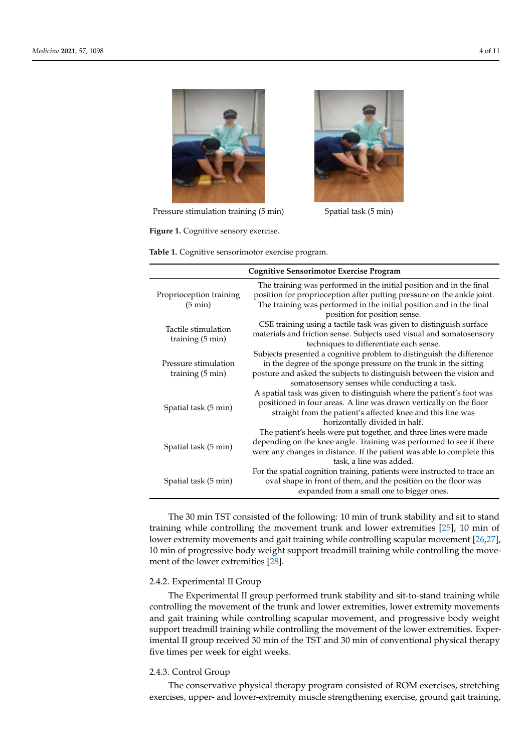Pressure stimulation training (5 min)

Spatial task (5 min)

**Figure 1.** Cognitive sensory exercise.

**Table 1.** Cognitive sensorimotor exercise program.

| Cognitive Sensorimotor Exercise Program | |
|---|---|
| Proprioception training (5 min) | The training was performed in the initial position and in the final position for proprioception after putting pressure on the ankle joint. The training was performed in the initial position and in the final position for position sense. |
| Tactile stimulation training (5 min) | CSE training using a tactile task was given to distinguish surface materials and friction sense. Subjects used visual and somatosensory techniques to differentiate each sense. |
| Pressure stimulation training (5 min) | Subjects presented a cognitive problem to distinguish the difference in the degree of the sponge pressure on the trunk in the sitting posture and asked the subjects to distinguish between the vision and somatosensory senses while conducting a task. |
| Spatial task (5 min) | A spatial task was given to distinguish where the patient's foot was positioned in four areas. A line was drawn vertically on the floor straight from the patient's affected knee and this line was horizontally divided in half. |
| Spatial task (5 min) | The patient's heels were put together, and three lines were made depending on the knee angle. Training was performed to see if there were any changes in distance. If the patient was able to complete this task, a line was added. |
| Spatial task (5 min) | For the spatial cognition training, patients were instructed to trace an oval shape in front of them, and the position on the floor was expanded from a small one to bigger ones. |

The 30 min TST consisted of the following: 10 min of trunk stability and sit to stand training while controlling the movement trunk and lower extremities [25], 10 min of lower extremity movements and gait training while controlling scapular movement [26,27], 10 min of progressive body weight support treadmill training while controlling the movement of the lower extremities [28].

#### 2.4.2. Experimental II Group

The Experimental II group performed trunk stability and sit-to-stand training while controlling the movement of the trunk and lower extremities, lower extremity movements and gait training while controlling scapular movement, and progressive body weight support treadmill training while controlling the movement of the lower extremities. Experimental II group received 30 min of the TST and 30 min of conventional physical therapy five times per week for eight weeks.

#### 2.4.3. Control Group

The conservative physical therapy program consisted of ROM exercises, stretching exercises, upper- and lower-extremity muscle strengthening exercise, ground gait training,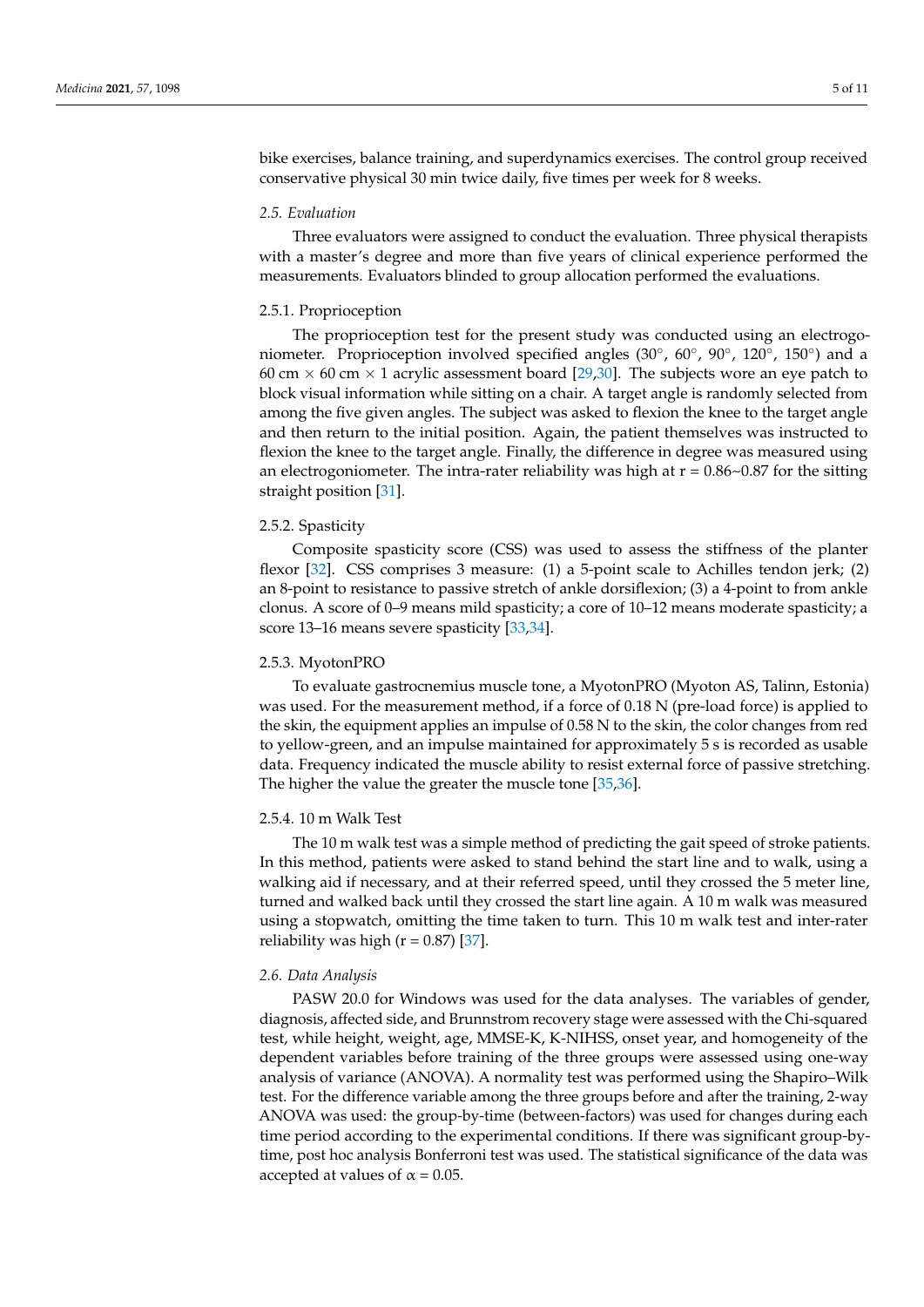bike exercises, balance training, and superdynamics exercises. The control group received conservative physical 30 min twice daily, five times per week for 8 weeks.

### 2.5. Evaluation

Three evaluators were assigned to conduct the evaluation. Three physical therapists with a master's degree and more than five years of clinical experience performed the measurements. Evaluators blinded to group allocation performed the evaluations.

#### 2.5.1. Proprioception

The proprioception test for the present study was conducted using an electrogoniometer. Proprioception involved specified angles (30°, 60°, 90°, 120°, 150°) and a 60 cm × 60 cm × 1 acrylic assessment board [29,30]. The subjects wore an eye patch to block visual information while sitting on a chair. A target angle is randomly selected from among the five given angles. The subject was asked to flexion the knee to the target angle and then return to the initial position. Again, the patient themselves was instructed to flexion the knee to the target angle. Finally, the difference in degree was measured using an electrogoniometer. The intra-rater reliability was high at r = 0.86~0.87 for the sitting straight position [31].

#### 2.5.2. Spasticity

Composite spasticity score (CSS) was used to assess the stiffness of the planter flexor [32]. CSS comprises 3 measure: (1) a 5-point scale to Achilles tendon jerk; (2) an 8-point to resistance to passive stretch of ankle dorsiflexion; (3) a 4-point to from ankle clonus. A score of 0–9 means mild spasticity; a core of 10–12 means moderate spasticity; a score 13–16 means severe spasticity [33,34].

#### 2.5.3. MyotonPRO

To evaluate gastrocnemius muscle tone, a MyotonPRO (Myoton AS, Talinn, Estonia) was used. For the measurement method, if a force of 0.18 N (pre-load force) is applied to the skin, the equipment applies an impulse of 0.58 N to the skin, the color changes from red to yellow-green, and an impulse maintained for approximately 5 s is recorded as usable data. Frequency indicated the muscle ability to resist external force of passive stretching. The higher the value the greater the muscle tone [35,36].

#### 2.5.4. 10 m Walk Test

The 10 m walk test was a simple method of predicting the gait speed of stroke patients. In this method, patients were asked to stand behind the start line and to walk, using a walking aid if necessary, and at their referred speed, until they crossed the 5 meter line, turned and walked back until they crossed the start line again. A 10 m walk was measured using a stopwatch, omitting the time taken to turn. This 10 m walk test and inter-rater reliability was high (r = 0.87) [37].

### 2.6. Data Analysis

PASW 20.0 for Windows was used for the data analyses. The variables of gender, diagnosis, affected side, and Brunnstrom recovery stage were assessed with the Chi-squared test, while height, weight, age, MMSE-K, K-NIHSS, onset year, and homogeneity of the dependent variables before training of the three groups were assessed using one-way analysis of variance (ANOVA). A normality test was performed using the Shapiro–Wilk test. For the difference variable among the three groups before and after the training, 2-way ANOVA was used: the group-by-time (between-factors) was used for changes during each time period according to the experimental conditions. If there was significant group-by-time, post hoc analysis Bonferroni test was used. The statistical significance of the data was accepted at values of $\alpha = 0.05$.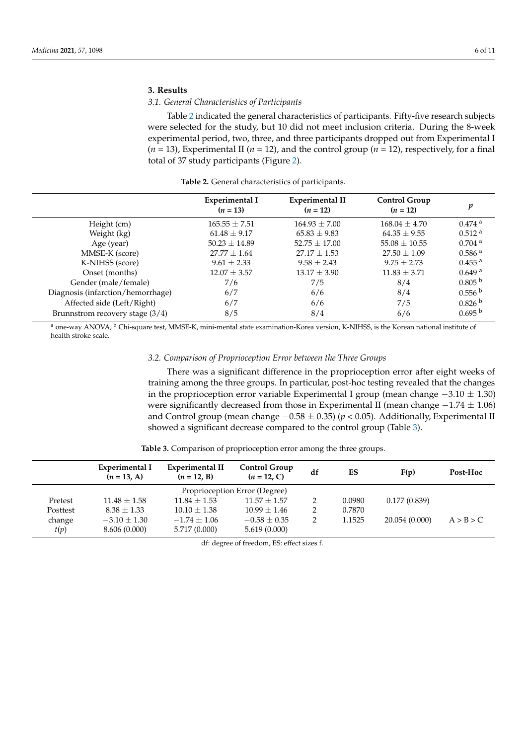## 3. Results

### 3.1. General Characteristics of Participants

Table 2 indicated the general characteristics of participants. Fifty-five research subjects were selected for the study, but 10 did not meet inclusion criteria. During the 8-week experimental period, two, three, and three participants dropped out from Experimental I ($n = 13$), Experimental II ($n = 12$), and the control group ($n = 12$), respectively, for a final total of 37 study participants (Figure 2).

**Table 2.** General characteristics of participants.

| | Experimental I ($n = 13$) | Experimental II ($n = 12$) | Control Group ($n = 12$) | $p$ |
|---|---|---|---|---|
| Height (cm) | 165.55 ± 7.51 | 164.93 ± 7.00 | 168.04 ± 4.70 | 0.474 [a] |
| Weight (kg) | 61.48 ± 9.17 | 65.83 ± 9.83 | 64.35 ± 9.55 | 0.512 [a] |
| Age (year) | 50.23 ± 14.89 | 52.75 ± 17.00 | 55.08 ± 10.55 | 0.704 [a] |
| MMSE-K (score) | 27.77 ± 1.64 | 27.17 ± 1.53 | 27.50 ± 1.09 | 0.586 [a] |
| K-NIHSS (score) | 9.61 ± 2.33 | 9.58 ± 2.43 | 9.75 ± 2.73 | 0.455 [a] |
| Onset (months) | 12.07 ± 3.57 | 13.17 ± 3.90 | 11.83 ± 3.71 | 0.649 [a] |
| Gender (male/female) | 7/6 | 7/5 | 8/4 | 0.805 [b] |
| Diagnosis (infarction/hemorrhage) | 6/7 | 6/6 | 8/4 | 0.556 [b] |
| Affected side (Left/Right) | 6/7 | 6/6 | 7/5 | 0.826 [b] |
| Brunnstrom recovery stage (3/4) | 8/5 | 8/4 | 6/6 | 0.695 [b] |

[a] one-way ANOVA, [b] Chi-square test, MMSE-K, mini-mental state examination-Korea version, K-NIHSS, is the Korean national institute of health stroke scale.

### 3.2. Comparison of Proprioception Error between the Three Groups

There was a significant difference in the proprioception error after eight weeks of training among the three groups. In particular, post-hoc testing revealed that the changes in the proprioception error variable Experimental I group (mean change −3.10 ± 1.30) were significantly decreased from those in Experimental II (mean change −1.74 ± 1.06) and Control group (mean change −0.58 ± 0.35) ($p < 0.05$). Additionally, Experimental II showed a significant decrease compared to the control group (Table 3).

**Table 3.** Comparison of proprioception error among the three groups.

| | Experimental I ($n = 13$, A) | Experimental II ($n = 12$, B) | Control Group ($n = 12$, C) | df | ES | F(p) | Post-Hoc |
|---|---|---|---|---|---|---|---|
| | | | Proprioception Error (Degree) | | | | |
| Pretest | 11.48 ± 1.58 | 11.84 ± 1.53 | 11.57 ± 1.57 | 2 | 0.0980 | 0.177 (0.839) | |
| Posttest | 8.38 ± 1.33 | 10.10 ± 1.38 | 10.99 ± 1.46 | 2 | 0.7870 | | |
| change | −3.10 ± 1.30 | −1.74 ± 1.06 | −0.58 ± 0.35 | 2 | 1.1525 | 20.054 (0.000) | A > B > C |
| $t(p)$ | 8.606 (0.000) | 5.717 (0.000) | 5.619 (0.000) | | | | |

df: degree of freedom, ES: effect sizes f.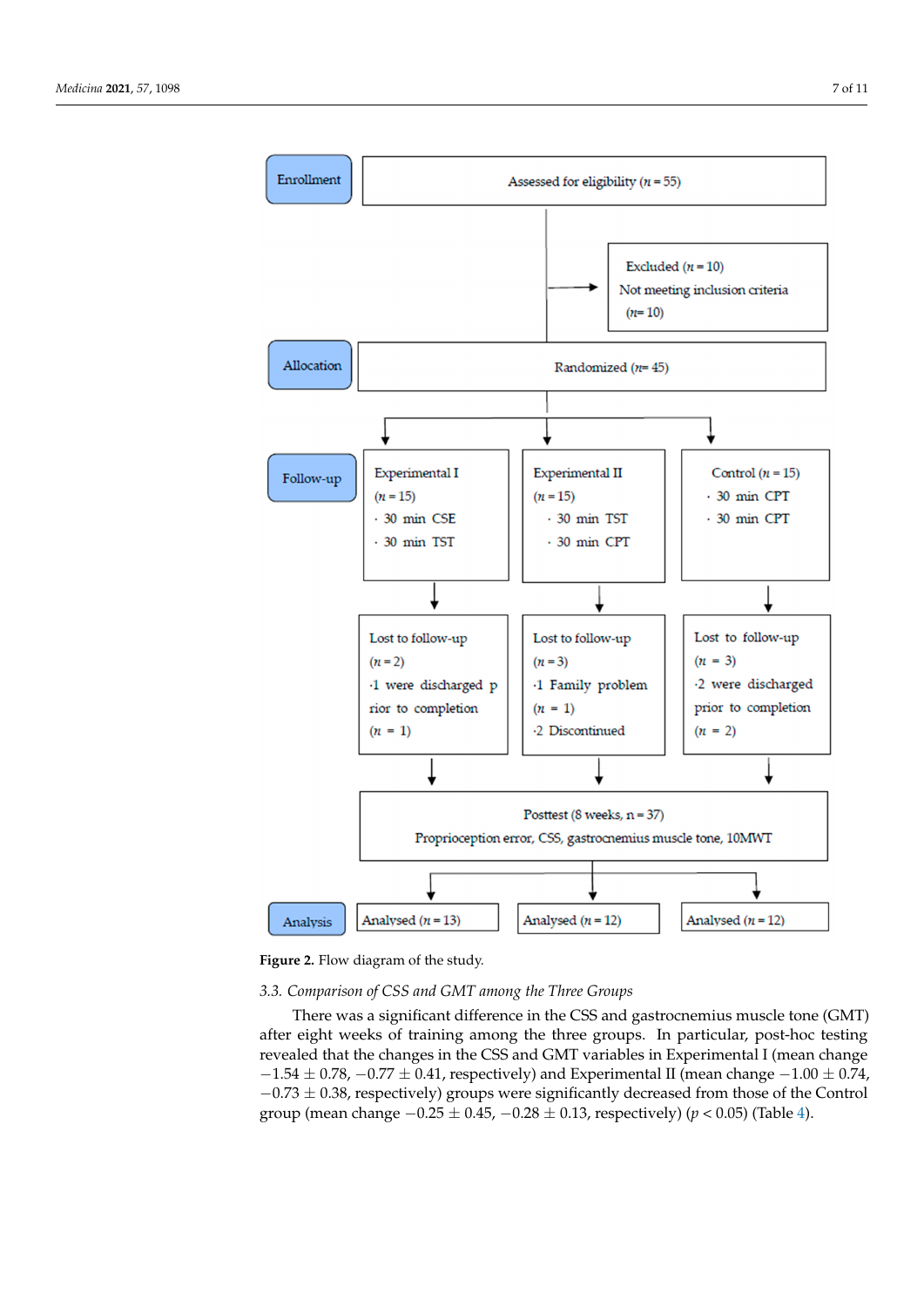**Enrollment**

Assessed for eligibility ($n$ = 55)

Excluded ($n$ = 10)
Not meeting inclusion criteria ($n$ = 10)

**Allocation**

Randomized ($n$ = 45)

**Follow-up**

| Experimental I ($n$ = 15) | Experimental II ($n$ = 15) | Control ($n$ = 15) |
| --- | --- | --- |
| · 30 min CSE<br>· 30 min TST | · 30 min TST<br>· 30 min CPT | · 30 min CPT<br>· 30 min CPT |
| Lost to follow-up ($n$ = 2)<br>·1 were discharged prior to completion ($n$ = 1) | Lost to follow-up ($n$ = 3)<br>·1 Family problem ($n$ = 1)<br>·2 Discontinued | Lost to follow-up ($n$ = 3)<br>·2 were discharged prior to completion ($n$ = 2) |

Posttest (8 weeks, n = 37)
Proprioception error, CSS, gastrocnemius muscle tone, 10MWT

**Analysis**

| Analysed ($n$ = 13) | Analysed ($n$ = 12) | Analysed ($n$ = 12) |
| --- | --- | --- |

**Figure 2.** Flow diagram of the study.

### *3.3. Comparison of CSS and GMT among the Three Groups*

There was a significant difference in the CSS and gastrocnemius muscle tone (GMT) after eight weeks of training among the three groups. In particular, post-hoc testing revealed that the changes in the CSS and GMT variables in Experimental I (mean change $-1.54 \pm 0.78$, $-0.77 \pm 0.41$, respectively) and Experimental II (mean change $-1.00 \pm 0.74$, $-0.73 \pm 0.38$, respectively) groups were significantly decreased from those of the Control group (mean change $-0.25 \pm 0.45$, $-0.28 \pm 0.13$, respectively) ($p < 0.05$) (Table 4).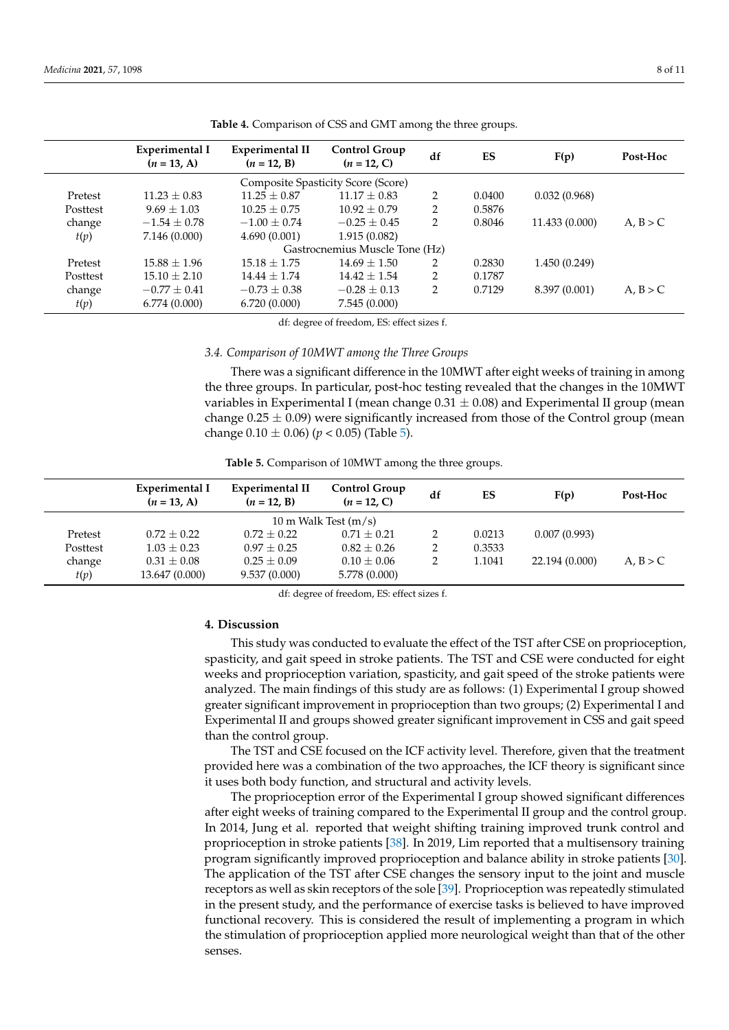**Table 4.** Comparison of CSS and GMT among the three groups.

| | Experimental I ($n$ = 13, A) | Experimental II ($n$ = 12, B) | Control Group ($n$ = 12, C) | df | ES | F(p) | Post-Hoc |
|---|---|---|---|---|---|---|---|
| | | | Composite Spasticity Score (Score) | | | | |
| Pretest | 11.23 ± 0.83 | 11.25 ± 0.87 | 11.17 ± 0.83 | 2 | 0.0400 | 0.032 (0.968) | |
| Posttest | 9.69 ± 1.03 | 10.25 ± 0.75 | 10.92 ± 0.79 | 2 | 0.5876 | | |
| change | −1.54 ± 0.78 | −1.00 ± 0.74 | −0.25 ± 0.45 | 2 | 0.8046 | 11.433 (0.000) | A, B > C |
| $t(p)$ | 7.146 (0.000) | 4.690 (0.001) | 1.915 (0.082) | | | | |
| | | | Gastrocnemius Muscle Tone (Hz) | | | | |
| Pretest | 15.88 ± 1.96 | 15.18 ± 1.75 | 14.69 ± 1.50 | 2 | 0.2830 | 1.450 (0.249) | |
| Posttest | 15.10 ± 2.10 | 14.44 ± 1.74 | 14.42 ± 1.54 | 2 | 0.1787 | | |
| change | −0.77 ± 0.41 | −0.73 ± 0.38 | −0.28 ± 0.13 | 2 | 0.7129 | 8.397 (0.001) | A, B > C |
| $t(p)$ | 6.774 (0.000) | 6.720 (0.000) | 7.545 (0.000) | | | | |

df: degree of freedom, ES: effect sizes f.

### 3.4. Comparison of 10MWT among the Three Groups

There was a significant difference in the 10MWT after eight weeks of training in among the three groups. In particular, post-hoc testing revealed that the changes in the 10MWT variables in Experimental I (mean change 0.31 ± 0.08) and Experimental II group (mean change 0.25 ± 0.09) were significantly increased from those of the Control group (mean change 0.10 ± 0.06) ($p < 0.05$) (Table 5).

**Table 5.** Comparison of 10MWT among the three groups.

| | Experimental I ($n$ = 13, A) | Experimental II ($n$ = 12, B) | Control Group ($n$ = 12, C) | df | ES | F(p) | Post-Hoc |
|---|---|---|---|---|---|---|---|
| | | | 10 m Walk Test (m/s) | | | | |
| Pretest | 0.72 ± 0.22 | 0.72 ± 0.22 | 0.71 ± 0.21 | 2 | 0.0213 | 0.007 (0.993) | |
| Posttest | 1.03 ± 0.23 | 0.97 ± 0.25 | 0.82 ± 0.26 | 2 | 0.3533 | | |
| change | 0.31 ± 0.08 | 0.25 ± 0.09 | 0.10 ± 0.06 | 2 | 1.1041 | 22.194 (0.000) | A, B > C |
| $t(p)$ | 13.647 (0.000) | 9.537 (0.000) | 5.778 (0.000) | | | | |

df: degree of freedom, ES: effect sizes f.

## 4. Discussion

This study was conducted to evaluate the effect of the TST after CSE on proprioception, spasticity, and gait speed in stroke patients. The TST and CSE were conducted for eight weeks and proprioception variation, spasticity, and gait speed of the stroke patients were analyzed. The main findings of this study are as follows: (1) Experimental I group showed greater significant improvement in proprioception than two groups; (2) Experimental I and Experimental II and groups showed greater significant improvement in CSS and gait speed than the control group.

The TST and CSE focused on the ICF activity level. Therefore, given that the treatment provided here was a combination of the two approaches, the ICF theory is significant since it uses both body function, and structural and activity levels.

The proprioception error of the Experimental I group showed significant differences after eight weeks of training compared to the Experimental II group and the control group. In 2014, Jung et al. reported that weight shifting training improved trunk control and proprioception in stroke patients [38]. In 2019, Lim reported that a multisensory training program significantly improved proprioception and balance ability in stroke patients [30]. The application of the TST after CSE changes the sensory input to the joint and muscle receptors as well as skin receptors of the sole [39]. Proprioception was repeatedly stimulated in the present study, and the performance of exercise tasks is believed to have improved functional recovery. This is considered the result of implementing a program in which the stimulation of proprioception applied more neurological weight than that of the other senses.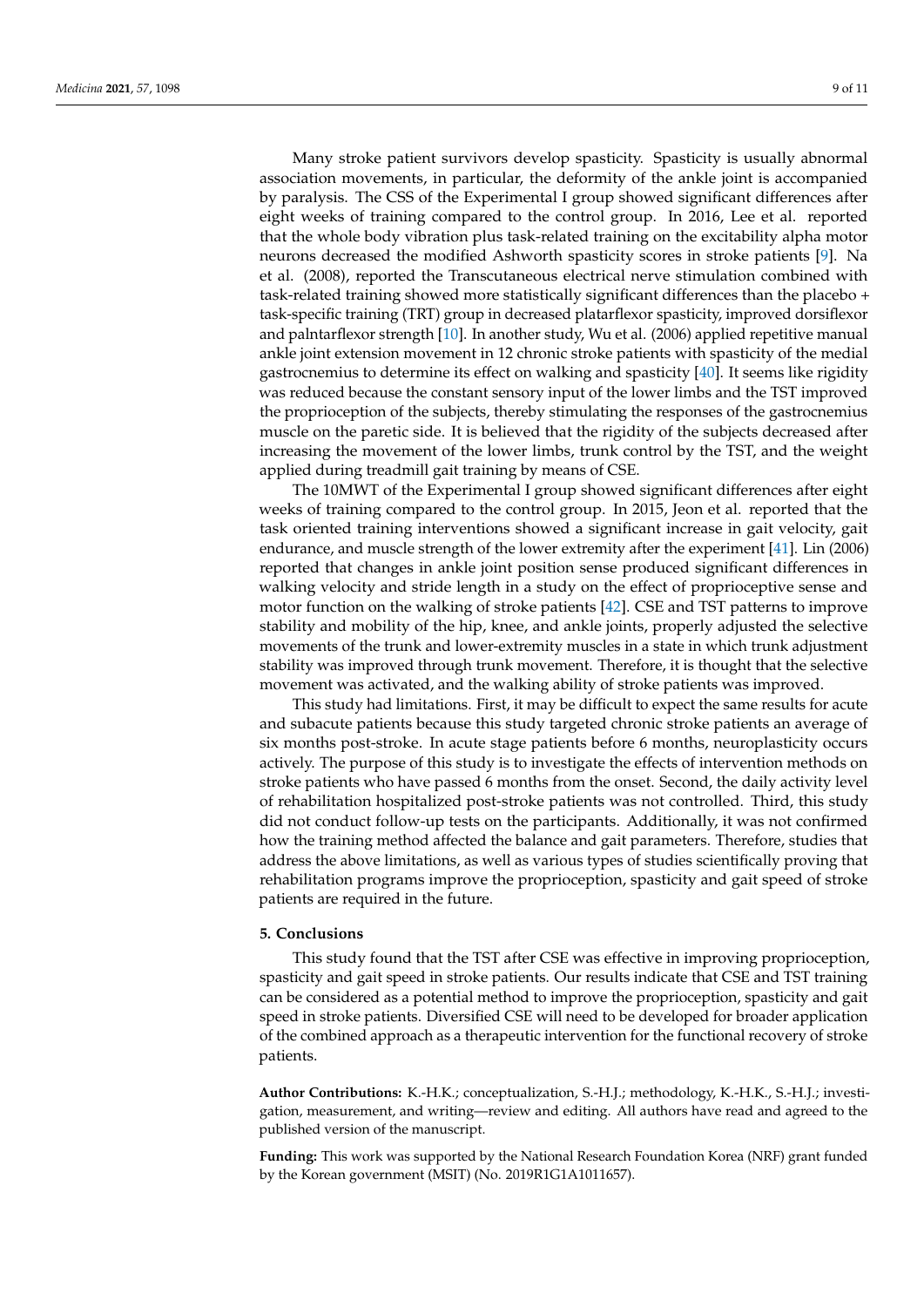Many stroke patient survivors develop spasticity. Spasticity is usually abnormal association movements, in particular, the deformity of the ankle joint is accompanied by paralysis. The CSS of the Experimental I group showed significant differences after eight weeks of training compared to the control group. In 2016, Lee et al. reported that the whole body vibration plus task-related training on the excitability alpha motor neurons decreased the modified Ashworth spasticity scores in stroke patients [9]. Na et al. (2008), reported the Transcutaneous electrical nerve stimulation combined with task-related training showed more statistically significant differences than the placebo + task-specific training (TRT) group in decreased plataflexor spasticity, improved dorsiflexor and palntarflexor strength [10]. In another study, Wu et al. (2006) applied repetitive manual ankle joint extension movement in 12 chronic stroke patients with spasticity of the medial gastrocnemius to determine its effect on walking and spasticity [40]. It seems like rigidity was reduced because the constant sensory input of the lower limbs and the TST improved the proprioception of the subjects, thereby stimulating the responses of the gastrocnemius muscle on the paretic side. It is believed that the rigidity of the subjects decreased after increasing the movement of the lower limbs, trunk control by the TST, and the weight applied during treadmill gait training by means of CSE.

The 10MWT of the Experimental I group showed significant differences after eight weeks of training compared to the control group. In 2015, Jeon et al. reported that the task oriented training interventions showed a significant increase in gait velocity, gait endurance, and muscle strength of the lower extremity after the experiment [41]. Lin (2006) reported that changes in ankle joint position sense produced significant differences in walking velocity and stride length in a study on the effect of proprioceptive sense and motor function on the walking of stroke patients [42]. CSE and TST patterns to improve stability and mobility of the hip, knee, and ankle joints, properly adjusted the selective movements of the trunk and lower-extremity muscles in a state in which trunk adjustment stability was improved through trunk movement. Therefore, it is thought that the selective movement was activated, and the walking ability of stroke patients was improved.

This study had limitations. First, it may be difficult to expect the same results for acute and subacute patients because this study targeted chronic stroke patients an average of six months post-stroke. In acute stage patients before 6 months, neuroplasticity occurs actively. The purpose of this study is to investigate the effects of intervention methods on stroke patients who have passed 6 months from the onset. Second, the daily activity level of rehabilitation hospitalized post-stroke patients was not controlled. Third, this study did not conduct follow-up tests on the participants. Additionally, it was not confirmed how the training method affected the balance and gait parameters. Therefore, studies that address the above limitations, as well as various types of studies scientifically proving that rehabilitation programs improve the proprioception, spasticity and gait speed of stroke patients are required in the future.

## 5. Conclusions

This study found that the TST after CSE was effective in improving proprioception, spasticity and gait speed in stroke patients. Our results indicate that CSE and TST training can be considered as a potential method to improve the proprioception, spasticity and gait speed in stroke patients. Diversified CSE will need to be developed for broader application of the combined approach as a therapeutic intervention for the functional recovery of stroke patients.

**Author Contributions:** K.-H.K.; conceptualization, S.-H.J.; methodology, K.-H.K., S.-H.J.; investigation, measurement, and writing—review and editing. All authors have read and agreed to the published version of the manuscript.

**Funding:** This work was supported by the National Research Foundation Korea (NRF) grant funded by the Korean government (MSIT) (No. 2019R1G1A1011657).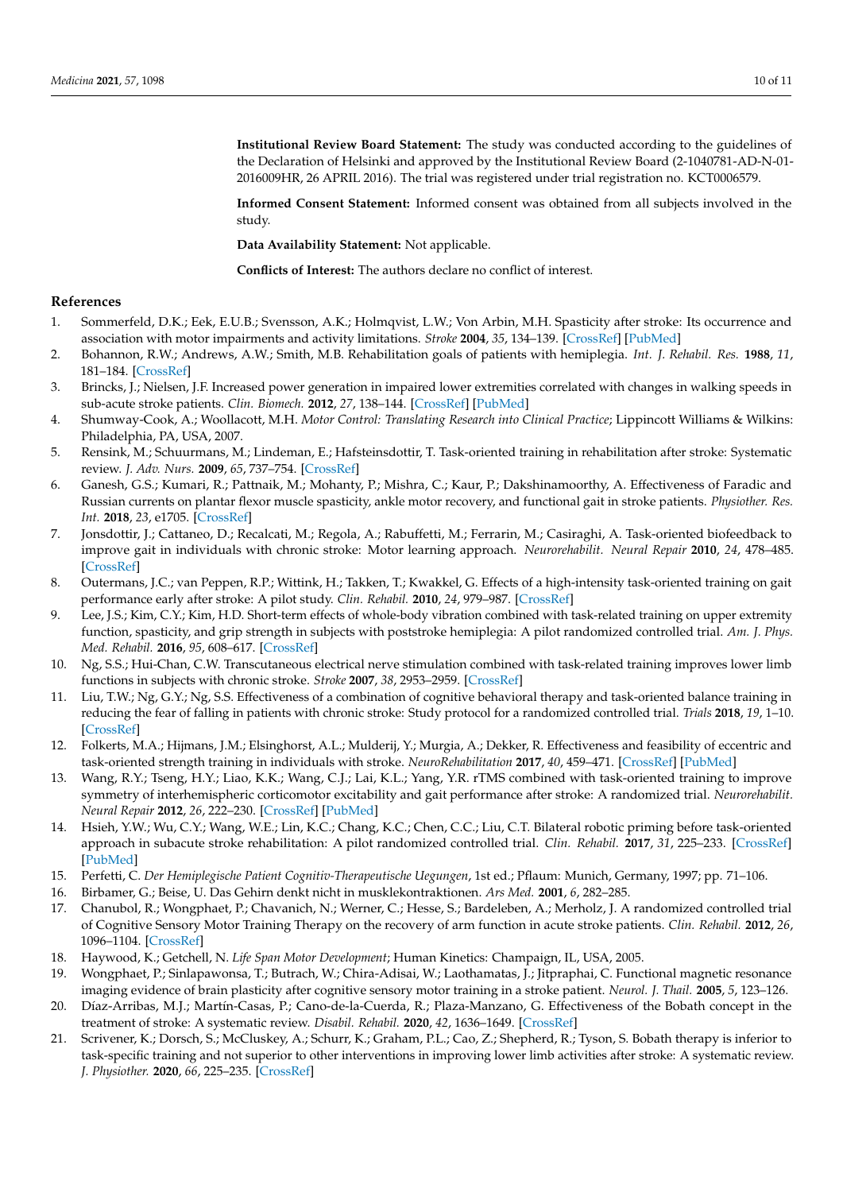**Institutional Review Board Statement:** The study was conducted according to the guidelines of the Declaration of Helsinki and approved by the Institutional Review Board (2-1040781-AD-N-01-2016009HR, 26 APRIL 2016). The trial was registered under trial registration no. KCT0006579.

**Informed Consent Statement:** Informed consent was obtained from all subjects involved in the study.

**Data Availability Statement:** Not applicable.

**Conflicts of Interest:** The authors declare no conflict of interest.

## References

1. Sommerfeld, D.K.; Eek, E.U.B.; Svensson, A.K.; Holmqvist, L.W.; Von Arbin, M.H. Spasticity after stroke: Its occurrence and association with motor impairments and activity limitations. *Stroke* **2004**, *35*, 134–139. [CrossRef] [PubMed]
2. Bohannon, R.W.; Andrews, A.W.; Smith, M.B. Rehabilitation goals of patients with hemiplegia. *Int. J. Rehabil. Res.* **1988**, *11*, 181–184. [CrossRef]
3. Brincks, J.; Nielsen, J.F. Increased power generation in impaired lower extremities correlated with changes in walking speeds in sub-acute stroke patients. *Clin. Biomech.* **2012**, *27*, 138–144. [CrossRef] [PubMed]
4. Shumway-Cook, A.; Woollacott, M.H. *Motor Control: Translating Research into Clinical Practice*; Lippincott Williams & Wilkins: Philadelphia, PA, USA, 2007.
5. Rensink, M.; Schuurmans, M.; Lindeman, E.; Hafsteinsdottir, T. Task-oriented training in rehabilitation after stroke: Systematic review. *J. Adv. Nurs.* **2009**, *65*, 737–754. [CrossRef]
6. Ganesh, G.S.; Kumari, R.; Pattnaik, M.; Mohanty, P.; Mishra, C.; Kaur, P.; Dakshinamoorthy, A. Effectiveness of Faradic and Russian currents on plantar flexor muscle spasticity, ankle motor recovery, and functional gait in stroke patients. *Physiother. Res. Int.* **2018**, *23*, e1705. [CrossRef]
7. Jonsdottir, J.; Cattaneo, D.; Recalcati, M.; Regola, A.; Rabuffetti, M.; Ferrarin, M.; Casiraghi, A. Task-oriented biofeedback to improve gait in individuals with chronic stroke: Motor learning approach. *Neurorehabilit. Neural Repair* **2010**, *24*, 478–485. [CrossRef]
8. Outermans, J.C.; van Peppen, R.P.; Wittink, H.; Takken, T.; Kwakkel, G. Effects of a high-intensity task-oriented training on gait performance early after stroke: A pilot study. *Clin. Rehabil.* **2010**, *24*, 979–987. [CrossRef]
9. Lee, J.S.; Kim, C.Y.; Kim, H.D. Short-term effects of whole-body vibration combined with task-related training on upper extremity function, spasticity, and grip strength in subjects with poststroke hemiplegia: A pilot randomized controlled trial. *Am. J. Phys. Med. Rehabil.* **2016**, *95*, 608–617. [CrossRef]
10. Ng, S.S.; Hui-Chan, C.W. Transcutaneous electrical nerve stimulation combined with task-related training improves lower limb functions in subjects with chronic stroke. *Stroke* **2007**, *38*, 2953–2959. [CrossRef]
11. Liu, T.W.; Ng, G.Y.; Ng, S.S. Effectiveness of a combination of cognitive behavioral therapy and task-oriented balance training in reducing the fear of falling in patients with chronic stroke: Study protocol for a randomized controlled trial. *Trials* **2018**, *19*, 1–10. [CrossRef]
12. Folkerts, M.A.; Hijmans, J.M.; Elsinghorst, A.L.; Mulderij, Y.; Murgia, A.; Dekker, R. Effectiveness and feasibility of eccentric and task-oriented strength training in individuals with stroke. *NeuroRehabilitation* **2017**, *40*, 459–471. [CrossRef] [PubMed]
13. Wang, R.Y.; Tseng, H.Y.; Liao, K.K.; Wang, C.J.; Lai, K.L.; Yang, Y.R. rTMS combined with task-oriented training to improve symmetry of interhemispheric corticomotor excitability and gait performance after stroke: A randomized trial. *Neurorehabilit. Neural Repair* **2012**, *26*, 222–230. [CrossRef] [PubMed]
14. Hsieh, Y.W.; Wu, C.Y.; Wang, W.E.; Lin, K.C.; Chang, K.C.; Chen, C.C.; Liu, C.T. Bilateral robotic priming before task-oriented approach in subacute stroke rehabilitation: A pilot randomized controlled trial. *Clin. Rehabil.* **2017**, *31*, 225–233. [CrossRef] [PubMed]
15. Perfetti, C. *Der Hemiplegische Patient Cognitiv-Therapeutische Uegungen*, 1st ed.; Pflaum: Munich, Germany, 1997; pp. 71–106.
16. Birbamer, G.; Beise, U. Das Gehirn denkt nicht in musklekontraktionen. *Ars Med.* **2001**, *6*, 282–285.
17. Chanubol, R.; Wongphaet, P.; Chavanich, N.; Werner, C.; Hesse, S.; Bardeleben, A.; Merholz, J. A randomized controlled trial of Cognitive Sensory Motor Training Therapy on the recovery of arm function in acute stroke patients. *Clin. Rehabil.* **2012**, *26*, 1096–1104. [CrossRef]
18. Haywood, K.; Getchell, N. *Life Span Motor Development*; Human Kinetics: Champaign, IL, USA, 2005.
19. Wongphaet, P.; Sinlapawonsa, T.; Butrach, W.; Chira-Adisai, W.; Laothamatas, J.; Jitpraphai, C. Functional magnetic resonance imaging evidence of brain plasticity after cognitive sensory motor training in a stroke patient. *Neurol. J. Thail.* **2005**, *5*, 123–126.
20. Díaz-Arribas, M.J.; Martín-Casas, P.; Cano-de-la-Cuerda, R.; Plaza-Manzano, G. Effectiveness of the Bobath concept in the treatment of stroke: A systematic review. *Disabil. Rehabil.* **2020**, *42*, 1636–1649. [CrossRef]
21. Scrivener, K.; Dorsch, S.; McCluskey, A.; Schurr, K.; Graham, P.L.; Cao, Z.; Shepherd, R.; Tyson, S. Bobath therapy is inferior to task-specific training and not superior to other interventions in improving lower limb activities after stroke: A systematic review. *J. Physiother.* **2020**, *66*, 225–235. [CrossRef]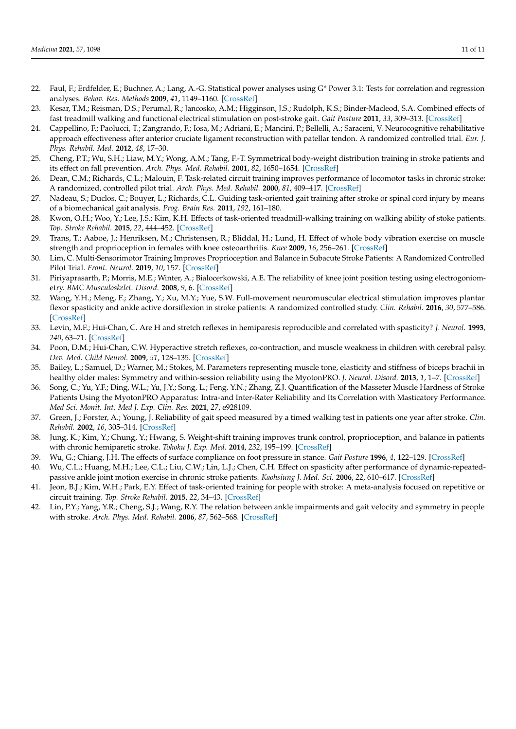22. Faul, F.; Erdfelder, E.; Buchner, A.; Lang, A.-G. Statistical power analyses using G* Power 3.1: Tests for correlation and regression analyses. *Behav. Res. Methods* **2009**, *41*, 1149–1160. [CrossRef]
23. Kesar, T.M.; Reisman, D.S.; Perumal, R.; Jancosko, A.M.; Higginson, J.S.; Rudolph, K.S.; Binder-Macleod, S.A. Combined effects of fast treadmill walking and functional electrical stimulation on post-stroke gait. *Gait Posture* **2011**, *33*, 309–313. [CrossRef]
24. Cappellino, F.; Paolucci, T.; Zangrando, F.; Iosa, M.; Adriani, E.; Mancini, P.; Bellelli, A.; Saraceni, V. Neurocognitive rehabilitative approach effectiveness after anterior cruciate ligament reconstruction with patellar tendon. A randomized controlled trial. *Eur. J. Phys. Rehabil. Med.* **2012**, *48*, 17–30.
25. Cheng, P.T.; Wu, S.H.; Liaw, M.Y.; Wong, A.M.; Tang, F.-T. Symmetrical body-weight distribution training in stroke patients and its effect on fall prevention. *Arch. Phys. Med. Rehabil.* **2001**, *82*, 1650–1654. [CrossRef]
26. Dean, C.M.; Richards, C.L.; Malouin, F. Task-related circuit training improves performance of locomotor tasks in chronic stroke: A randomized, controlled pilot trial. *Arch. Phys. Med. Rehabil.* **2000**, *81*, 409–417. [CrossRef]
27. Nadeau, S.; Duclos, C.; Bouyer, L.; Richards, C.L. Guiding task-oriented gait training after stroke or spinal cord injury by means of a biomechanical gait analysis. *Prog. Brain Res.* **2011**, *192*, 161–180.
28. Kwon, O.H.; Woo, Y.; Lee, J.S.; Kim, K.H. Effects of task-oriented treadmill-walking training on walking ability of stoke patients. *Top. Stroke Rehabil.* **2015**, *22*, 444–452. [CrossRef]
29. Trans, T.; Aaboe, J.; Henriksen, M.; Christensen, R.; Bliddal, H.; Lund, H. Effect of whole body vibration exercise on muscle strength and proprioception in females with knee osteoarthritis. *Knee* **2009**, *16*, 256–261. [CrossRef]
30. Lim, C. Multi-Sensorimotor Training Improves Proprioception and Balance in Subacute Stroke Patients: A Randomized Controlled Pilot Trial. *Front. Neurol.* **2019**, *10*, 157. [CrossRef]
31. Piriyaprasarth, P.; Morris, M.E.; Winter, A.; Bialocerkowski, A.E. The reliability of knee joint position testing using electrogoniometry. *BMC Musculoskelet. Disord.* **2008**, *9*, 6. [CrossRef]
32. Wang, Y.H.; Meng, F.; Zhang, Y.; Xu, M.Y.; Yue, S.W. Full-movement neuromuscular electrical stimulation improves plantar flexor spasticity and ankle active dorsiflexion in stroke patients: A randomized controlled study. *Clin. Rehabil.* **2016**, *30*, 577–586. [CrossRef]
33. Levin, M.F.; Hui-Chan, C. Are H and stretch reflexes in hemiparesis reproducible and correlated with spasticity? *J. Neurol.* **1993**, *240*, 63–71. [CrossRef]
34. Poon, D.M.; Hui-Chan, C.W. Hyperactive stretch reflexes, co-contraction, and muscle weakness in children with cerebral palsy. *Dev. Med. Child Neurol.* **2009**, *51*, 128–135. [CrossRef]
35. Bailey, L.; Samuel, D.; Warner, M.; Stokes, M. Parameters representing muscle tone, elasticity and stiffness of biceps brachii in healthy older males: Symmetry and within-session reliability using the MyotonPRO. *J. Neurol. Disord.* **2013**, *1*, 1–7. [CrossRef]
36. Song, C.; Yu, Y.F.; Ding, W.L.; Yu, J.Y.; Song, L.; Feng, Y.N.; Zhang, Z.J. Quantification of the Masseter Muscle Hardness of Stroke Patients Using the MyotonPRO Apparatus: Intra-and Inter-Rater Reliability and Its Correlation with Masticatory Performance. *Med Sci. Monit. Int. Med J. Exp. Clin. Res.* **2021**, *27*, e928109.
37. Green, J.; Forster, A.; Young, J. Reliability of gait speed measured by a timed walking test in patients one year after stroke. *Clin. Rehabil.* **2002**, *16*, 305–314. [CrossRef]
38. Jung, K.; Kim, Y.; Chung, Y.; Hwang, S. Weight-shift training improves trunk control, proprioception, and balance in patients with chronic hemiparetic stroke. *Tohoku J. Exp. Med.* **2014**, *232*, 195–199. [CrossRef]
39. Wu, G.; Chiang, J.H. The effects of surface compliance on foot pressure in stance. *Gait Posture* **1996**, *4*, 122–129. [CrossRef]
40. Wu, C.L.; Huang, M.H.; Lee, C.L.; Liu, C.W.; Lin, L.J.; Chen, C.H. Effect on spasticity after performance of dynamic-repeated-passive ankle joint motion exercise in chronic stroke patients. *Kaohsiung J. Med. Sci.* **2006**, *22*, 610–617. [CrossRef]
41. Jeon, B.J.; Kim, W.H.; Park, E.Y. Effect of task-oriented training for people with stroke: A meta-analysis focused on repetitive or circuit training. *Top. Stroke Rehabil.* **2015**, *22*, 34–43. [CrossRef]
42. Lin, P.Y.; Yang, Y.R.; Cheng, S.J.; Wang, R.Y. The relation between ankle impairments and gait velocity and symmetry in people with stroke. *Arch. Phys. Med. Rehabil.* **2006**, *87*, 562–568. [CrossRef]